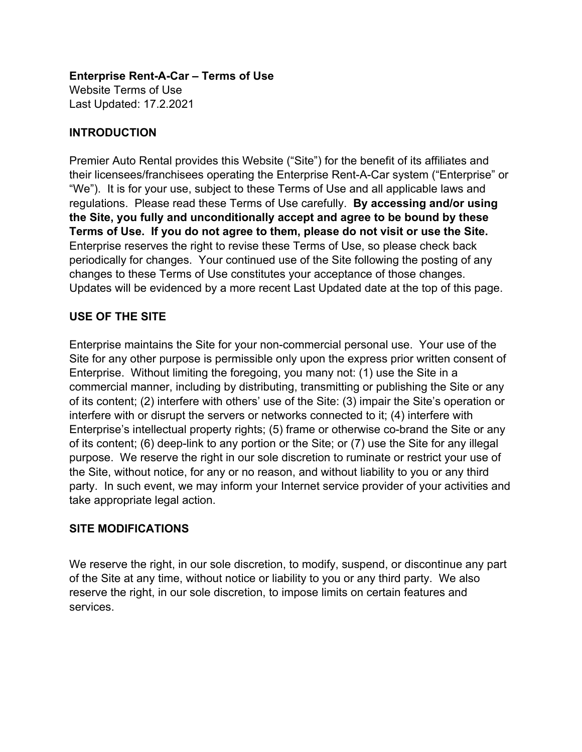**Enterprise Rent-A-Car – Terms of Use**
Website Terms of Use
Last Updated: 17.2.2021

## INTRODUCTION

Premier Auto Rental provides this Website ("Site") for the benefit of its affiliates and their licensees/franchisees operating the Enterprise Rent-A-Car system ("Enterprise" or "We"). It is for your use, subject to these Terms of Use and all applicable laws and regulations. Please read these Terms of Use carefully. **By accessing and/or using the Site, you fully and unconditionally accept and agree to be bound by these Terms of Use. If you do not agree to them, please do not visit or use the Site.** Enterprise reserves the right to revise these Terms of Use, so please check back periodically for changes. Your continued use of the Site following the posting of any changes to these Terms of Use constitutes your acceptance of those changes. Updates will be evidenced by a more recent Last Updated date at the top of this page.

## USE OF THE SITE

Enterprise maintains the Site for your non-commercial personal use. Your use of the Site for any other purpose is permissible only upon the express prior written consent of Enterprise. Without limiting the foregoing, you many not: (1) use the Site in a commercial manner, including by distributing, transmitting or publishing the Site or any of its content; (2) interfere with others' use of the Site: (3) impair the Site's operation or interfere with or disrupt the servers or networks connected to it; (4) interfere with Enterprise's intellectual property rights; (5) frame or otherwise co-brand the Site or any of its content; (6) deep-link to any portion or the Site; or (7) use the Site for any illegal purpose. We reserve the right in our sole discretion to ruminate or restrict your use of the Site, without notice, for any or no reason, and without liability to you or any third party. In such event, we may inform your Internet service provider of your activities and take appropriate legal action.

## SITE MODIFICATIONS

We reserve the right, in our sole discretion, to modify, suspend, or discontinue any part of the Site at any time, without notice or liability to you or any third party. We also reserve the right, in our sole discretion, to impose limits on certain features and services.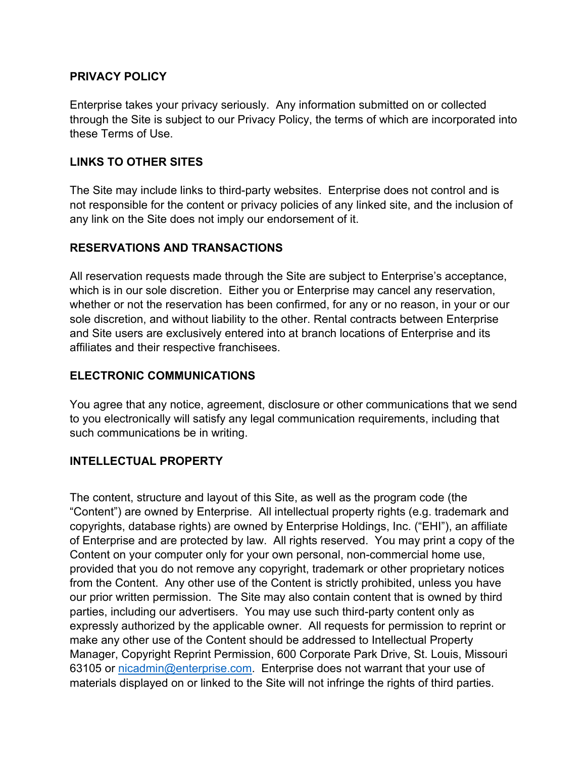## PRIVACY POLICY

Enterprise takes your privacy seriously. Any information submitted on or collected through the Site is subject to our Privacy Policy, the terms of which are incorporated into these Terms of Use.

## LINKS TO OTHER SITES

The Site may include links to third-party websites. Enterprise does not control and is not responsible for the content or privacy policies of any linked site, and the inclusion of any link on the Site does not imply our endorsement of it.

## RESERVATIONS AND TRANSACTIONS

All reservation requests made through the Site are subject to Enterprise's acceptance, which is in our sole discretion. Either you or Enterprise may cancel any reservation, whether or not the reservation has been confirmed, for any or no reason, in your or our sole discretion, and without liability to the other. Rental contracts between Enterprise and Site users are exclusively entered into at branch locations of Enterprise and its affiliates and their respective franchisees.

## ELECTRONIC COMMUNICATIONS

You agree that any notice, agreement, disclosure or other communications that we send to you electronically will satisfy any legal communication requirements, including that such communications be in writing.

## INTELLECTUAL PROPERTY

The content, structure and layout of this Site, as well as the program code (the "Content") are owned by Enterprise. All intellectual property rights (e.g. trademark and copyrights, database rights) are owned by Enterprise Holdings, Inc. ("EHI"), an affiliate of Enterprise and are protected by law. All rights reserved. You may print a copy of the Content on your computer only for your own personal, non-commercial home use, provided that you do not remove any copyright, trademark or other proprietary notices from the Content. Any other use of the Content is strictly prohibited, unless you have our prior written permission. The Site may also contain content that is owned by third parties, including our advertisers. You may use such third-party content only as expressly authorized by the applicable owner. All requests for permission to reprint or make any other use of the Content should be addressed to Intellectual Property Manager, Copyright Reprint Permission, 600 Corporate Park Drive, St. Louis, Missouri 63105 or nicadmin@enterprise.com. Enterprise does not warrant that your use of materials displayed on or linked to the Site will not infringe the rights of third parties.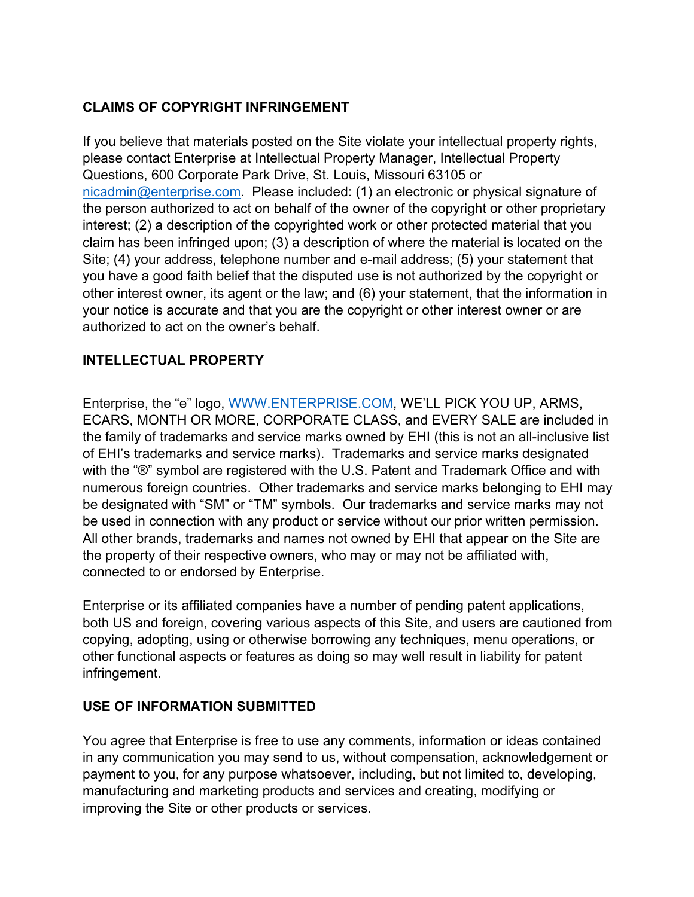**CLAIMS OF COPYRIGHT INFRINGEMENT**

If you believe that materials posted on the Site violate your intellectual property rights, please contact Enterprise at Intellectual Property Manager, Intellectual Property Questions, 600 Corporate Park Drive, St. Louis, Missouri 63105 or nicadmin@enterprise.com. Please included: (1) an electronic or physical signature of the person authorized to act on behalf of the owner of the copyright or other proprietary interest; (2) a description of the copyrighted work or other protected material that you claim has been infringed upon; (3) a description of where the material is located on the Site; (4) your address, telephone number and e-mail address; (5) your statement that you have a good faith belief that the disputed use is not authorized by the copyright or other interest owner, its agent or the law; and (6) your statement, that the information in your notice is accurate and that you are the copyright or other interest owner or are authorized to act on the owner's behalf.

**INTELLECTUAL PROPERTY**

Enterprise, the "e" logo, WWW.ENTERPRISE.COM, WE'LL PICK YOU UP, ARMS, ECARS, MONTH OR MORE, CORPORATE CLASS, and EVERY SALE are included in the family of trademarks and service marks owned by EHI (this is not an all-inclusive list of EHI's trademarks and service marks). Trademarks and service marks designated with the "®" symbol are registered with the U.S. Patent and Trademark Office and with numerous foreign countries. Other trademarks and service marks belonging to EHI may be designated with "SM" or "TM" symbols. Our trademarks and service marks may not be used in connection with any product or service without our prior written permission. All other brands, trademarks and names not owned by EHI that appear on the Site are the property of their respective owners, who may or may not be affiliated with, connected to or endorsed by Enterprise.

Enterprise or its affiliated companies have a number of pending patent applications, both US and foreign, covering various aspects of this Site, and users are cautioned from copying, adopting, using or otherwise borrowing any techniques, menu operations, or other functional aspects or features as doing so may well result in liability for patent infringement.

**USE OF INFORMATION SUBMITTED**

You agree that Enterprise is free to use any comments, information or ideas contained in any communication you may send to us, without compensation, acknowledgement or payment to you, for any purpose whatsoever, including, but not limited to, developing, manufacturing and marketing products and services and creating, modifying or improving the Site or other products or services.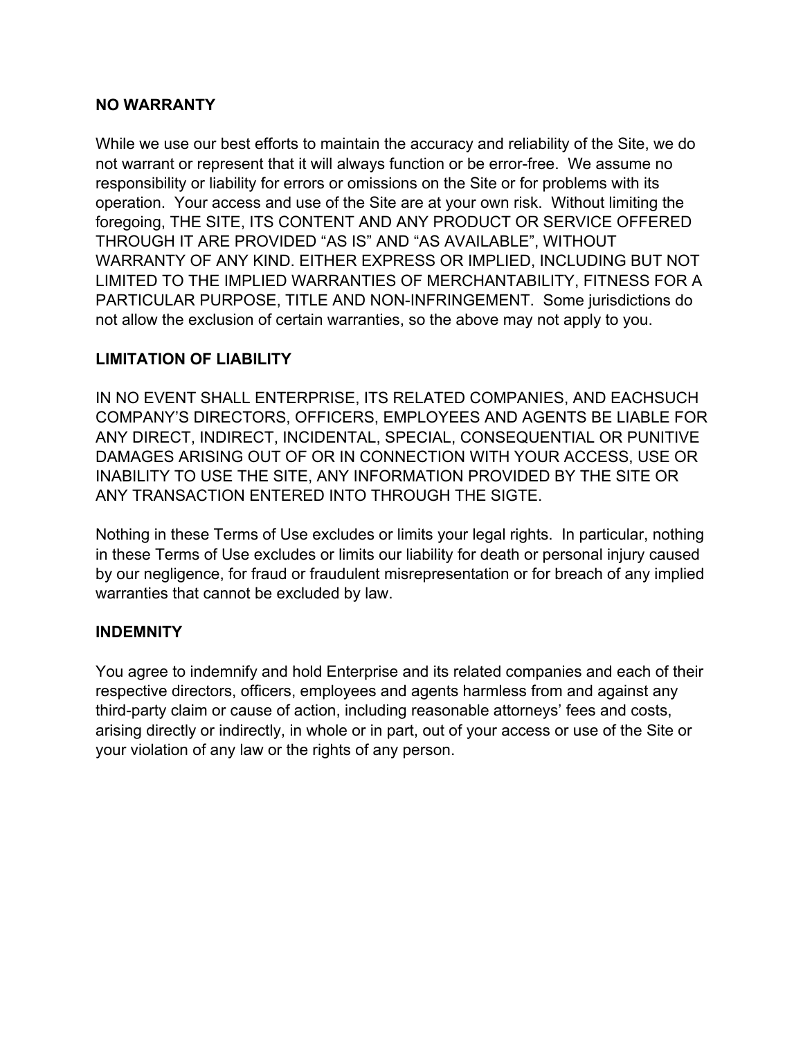**NO WARRANTY**

While we use our best efforts to maintain the accuracy and reliability of the Site, we do not warrant or represent that it will always function or be error-free. We assume no responsibility or liability for errors or omissions on the Site or for problems with its operation. Your access and use of the Site are at your own risk. Without limiting the foregoing, THE SITE, ITS CONTENT AND ANY PRODUCT OR SERVICE OFFERED THROUGH IT ARE PROVIDED "AS IS" AND "AS AVAILABLE", WITHOUT WARRANTY OF ANY KIND. EITHER EXPRESS OR IMPLIED, INCLUDING BUT NOT LIMITED TO THE IMPLIED WARRANTIES OF MERCHANTABILITY, FITNESS FOR A PARTICULAR PURPOSE, TITLE AND NON-INFRINGEMENT. Some jurisdictions do not allow the exclusion of certain warranties, so the above may not apply to you.

**LIMITATION OF LIABILITY**

IN NO EVENT SHALL ENTERPRISE, ITS RELATED COMPANIES, AND EACHSUCH COMPANY'S DIRECTORS, OFFICERS, EMPLOYEES AND AGENTS BE LIABLE FOR ANY DIRECT, INDIRECT, INCIDENTAL, SPECIAL, CONSEQUENTIAL OR PUNITIVE DAMAGES ARISING OUT OF OR IN CONNECTION WITH YOUR ACCESS, USE OR INABILITY TO USE THE SITE, ANY INFORMATION PROVIDED BY THE SITE OR ANY TRANSACTION ENTERED INTO THROUGH THE SIGTE.

Nothing in these Terms of Use excludes or limits your legal rights. In particular, nothing in these Terms of Use excludes or limits our liability for death or personal injury caused by our negligence, for fraud or fraudulent misrepresentation or for breach of any implied warranties that cannot be excluded by law.

**INDEMNITY**

You agree to indemnify and hold Enterprise and its related companies and each of their respective directors, officers, employees and agents harmless from and against any third-party claim or cause of action, including reasonable attorneys' fees and costs, arising directly or indirectly, in whole or in part, out of your access or use of the Site or your violation of any law or the rights of any person.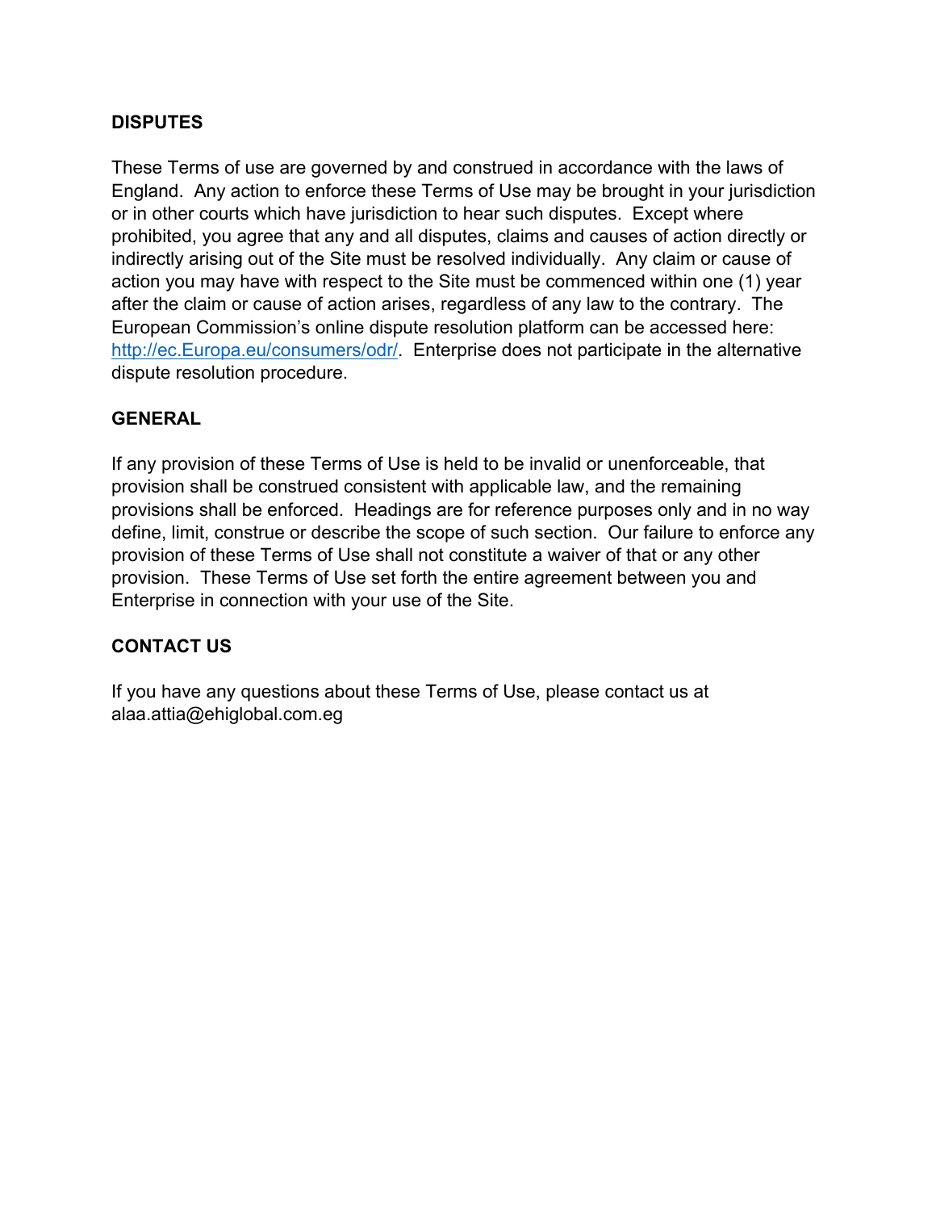## DISPUTES

These Terms of use are governed by and construed in accordance with the laws of England. Any action to enforce these Terms of Use may be brought in your jurisdiction or in other courts which have jurisdiction to hear such disputes. Except where prohibited, you agree that any and all disputes, claims and causes of action directly or indirectly arising out of the Site must be resolved individually. Any claim or cause of action you may have with respect to the Site must be commenced within one (1) year after the claim or cause of action arises, regardless of any law to the contrary. The European Commission's online dispute resolution platform can be accessed here: [http://ec.Europa.eu/consumers/odr/](http://ec.Europa.eu/consumers/odr/). Enterprise does not participate in the alternative dispute resolution procedure.

## GENERAL

If any provision of these Terms of Use is held to be invalid or unenforceable, that provision shall be construed consistent with applicable law, and the remaining provisions shall be enforced. Headings are for reference purposes only and in no way define, limit, construe or describe the scope of such section. Our failure to enforce any provision of these Terms of Use shall not constitute a waiver of that or any other provision. These Terms of Use set forth the entire agreement between you and Enterprise in connection with your use of the Site.

## CONTACT US

If you have any questions about these Terms of Use, please contact us at alaa.attia@ehiglobal.com.eg